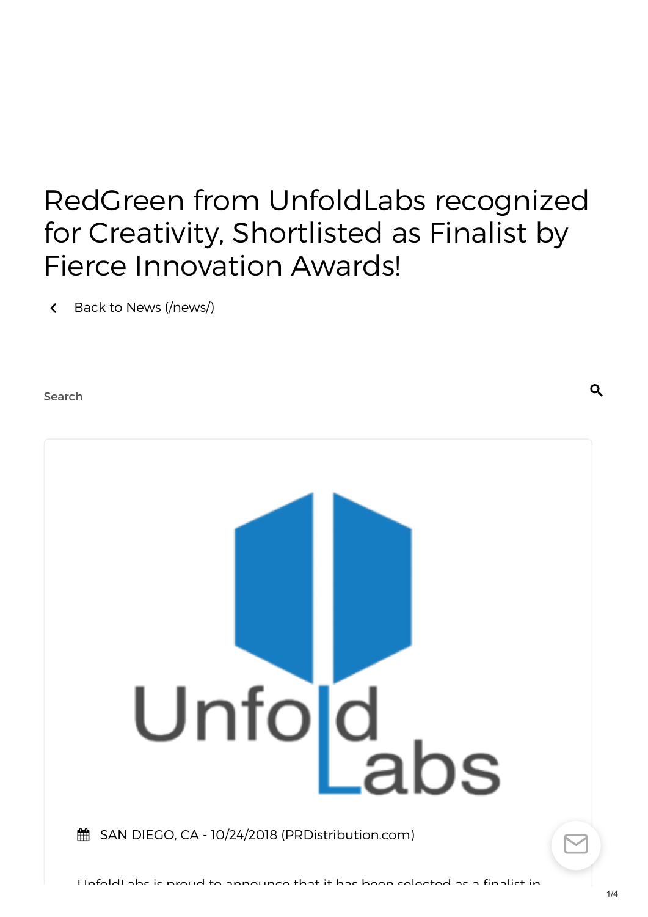# RedGreen from UnfoldLabs recognized for Creativity, Shortlisted as Finalist by Fierce Innovation Awards!

Back to News (/news/)

Search

SAN DIEGO, CA - 10/24/2018 (PRDistribution.com)

UnfoldLabs is proud to announce that it has been selected as a finalist in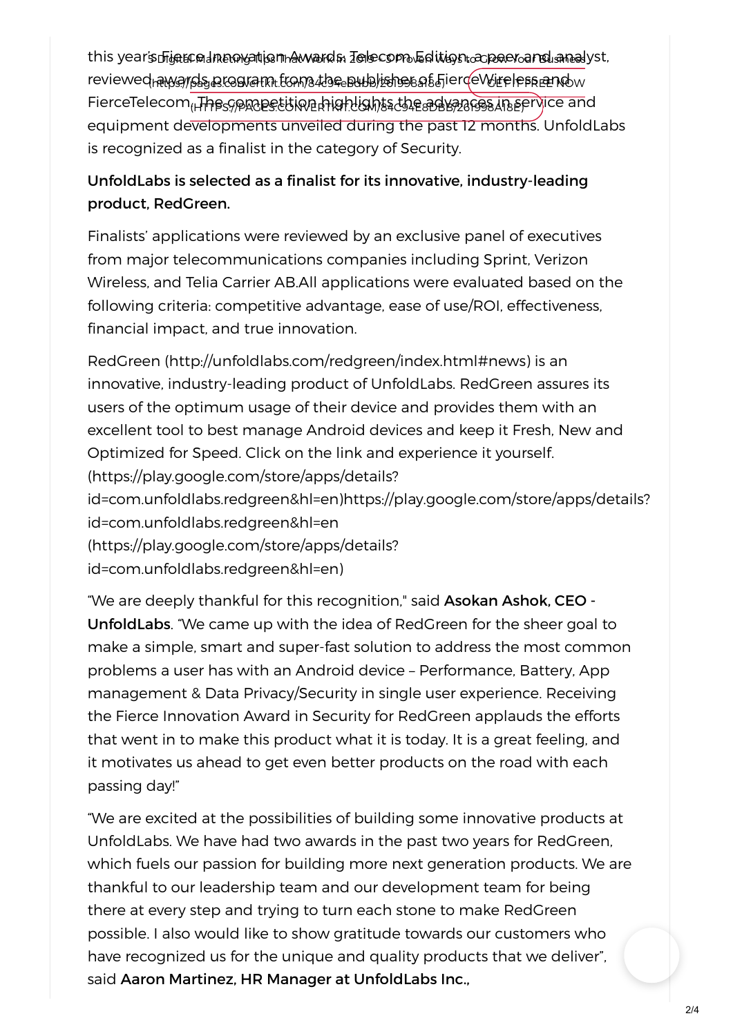this year's Fierce Innovation Awards: Telecom Edition, a peer and analyst, reviewed awards program from the publisher of FierceWireless and FierceTelecom. The competition highlights the advances in service and equipment developments unveiled during the past 12 months. UnfoldLabs is recognized as a finalist in the category of Security.

**UnfoldLabs is selected as a finalist for its innovative, industry-leading product, RedGreen.**

Finalists' applications were reviewed by an exclusive panel of executives from major telecommunications companies including Sprint, Verizon Wireless, and Telia Carrier AB.All applications were evaluated based on the following criteria: competitive advantage, ease of use/ROI, effectiveness, financial impact, and true innovation.

RedGreen (http://unfoldlabs.com/redgreen/index.html#news) is an innovative, industry-leading product of UnfoldLabs. RedGreen assures its users of the optimum usage of their device and provides them with an excellent tool to best manage Android devices and keep it Fresh, New and Optimized for Speed. Click on the link and experience it yourself. (https://play.google.com/store/apps/details?id=com.unfoldlabs.redgreen&hl=en)https://play.google.com/store/apps/details?id=com.unfoldlabs.redgreen&hl=en (https://play.google.com/store/apps/details?id=com.unfoldlabs.redgreen&hl=en)

"We are deeply thankful for this recognition," said **Asokan Ashok, CEO - UnfoldLabs**. "We came up with the idea of RedGreen for the sheer goal to make a simple, smart and super-fast solution to address the most common problems a user has with an Android device – Performance, Battery, App management & Data Privacy/Security in single user experience. Receiving the Fierce Innovation Award in Security for RedGreen applauds the efforts that went in to make this product what it is today. It is a great feeling, and it motivates us ahead to get even better products on the road with each passing day!"

"We are excited at the possibilities of building some innovative products at UnfoldLabs. We have had two awards in the past two years for RedGreen, which fuels our passion for building more next generation products. We are thankful to our leadership team and our development team for being there at every step and trying to turn each stone to make RedGreen possible. I also would like to show gratitude towards our customers who have recognized us for the unique and quality products that we deliver", said **Aaron Martinez, HR Manager at UnfoldLabs Inc.,**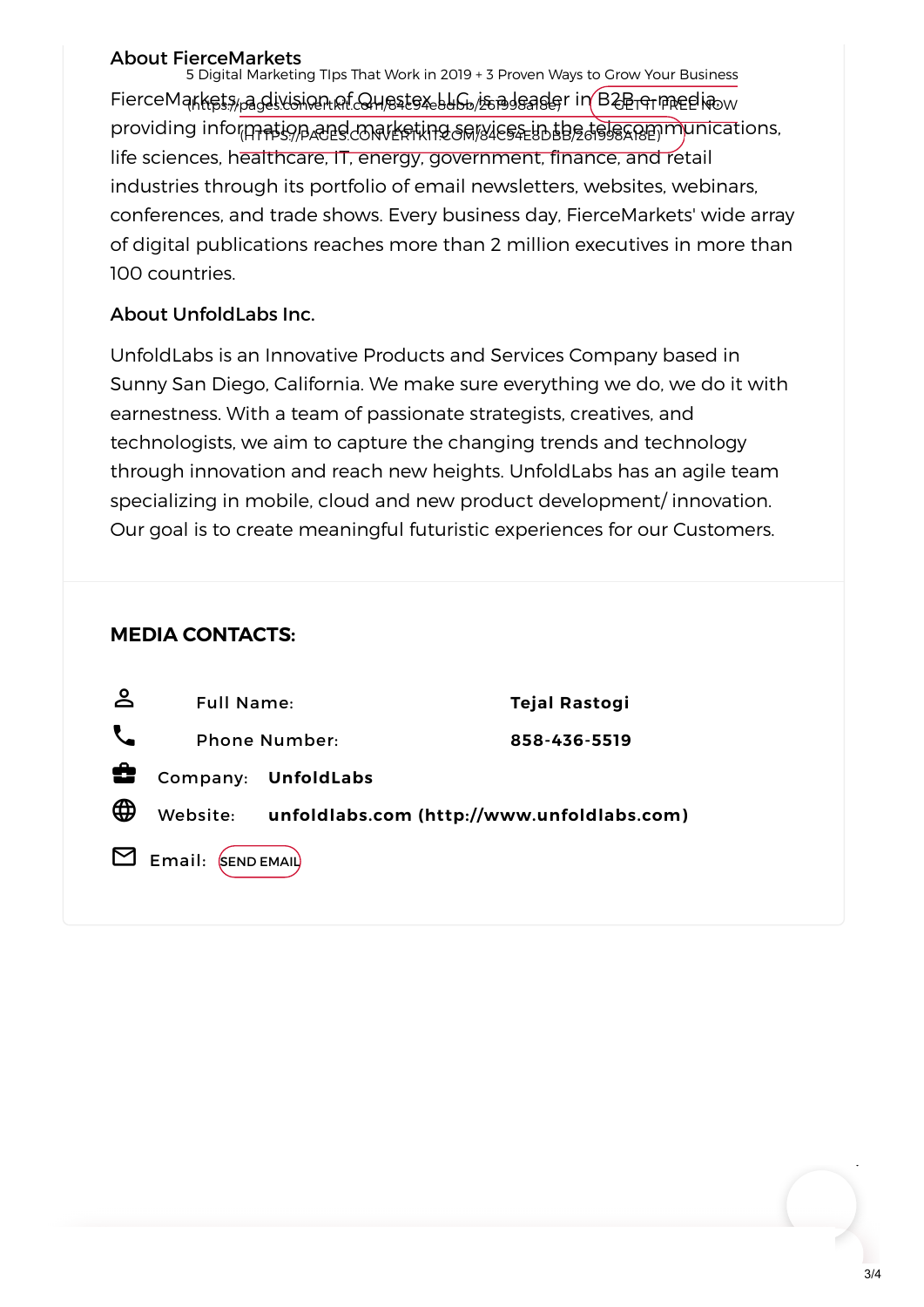### About FierceMarkets

5 Digital Marketing Tips That Work in 2019 + 3 Proven Ways to Grow Your Business (https://pages.convertkit.com/84c94e8dbb/261998a18e) GET IT FREE NOW (HTTPS://PAGES.CONVERTKIT.COM/84C94E8DBB/261998A18E)

FierceMarkets, a division of Questex LLC, is a leader in B2B e-media providing information and marketing services in the telecommunications, life sciences, healthcare, IT, energy, government, finance, and retail industries through its portfolio of email newsletters, websites, webinars, conferences, and trade shows. Every business day, FierceMarkets' wide array of digital publications reaches more than 2 million executives in more than 100 countries.

### About UnfoldLabs Inc.

UnfoldLabs is an Innovative Products and Services Company based in Sunny San Diego, California. We make sure everything we do, we do it with earnestness. With a team of passionate strategists, creatives, and technologists, we aim to capture the changing trends and technology through innovation and reach new heights. UnfoldLabs has an agile team specializing in mobile, cloud and new product development/ innovation. Our goal is to create meaningful futuristic experiences for our Customers.

## MEDIA CONTACTS:

Full Name: **Tejal Rastogi**

Phone Number: **858-436-5519**

Company: **UnfoldLabs**

Website: **unfoldlabs.com (http://www.unfoldlabs.com)**

Email: SEND EMAIL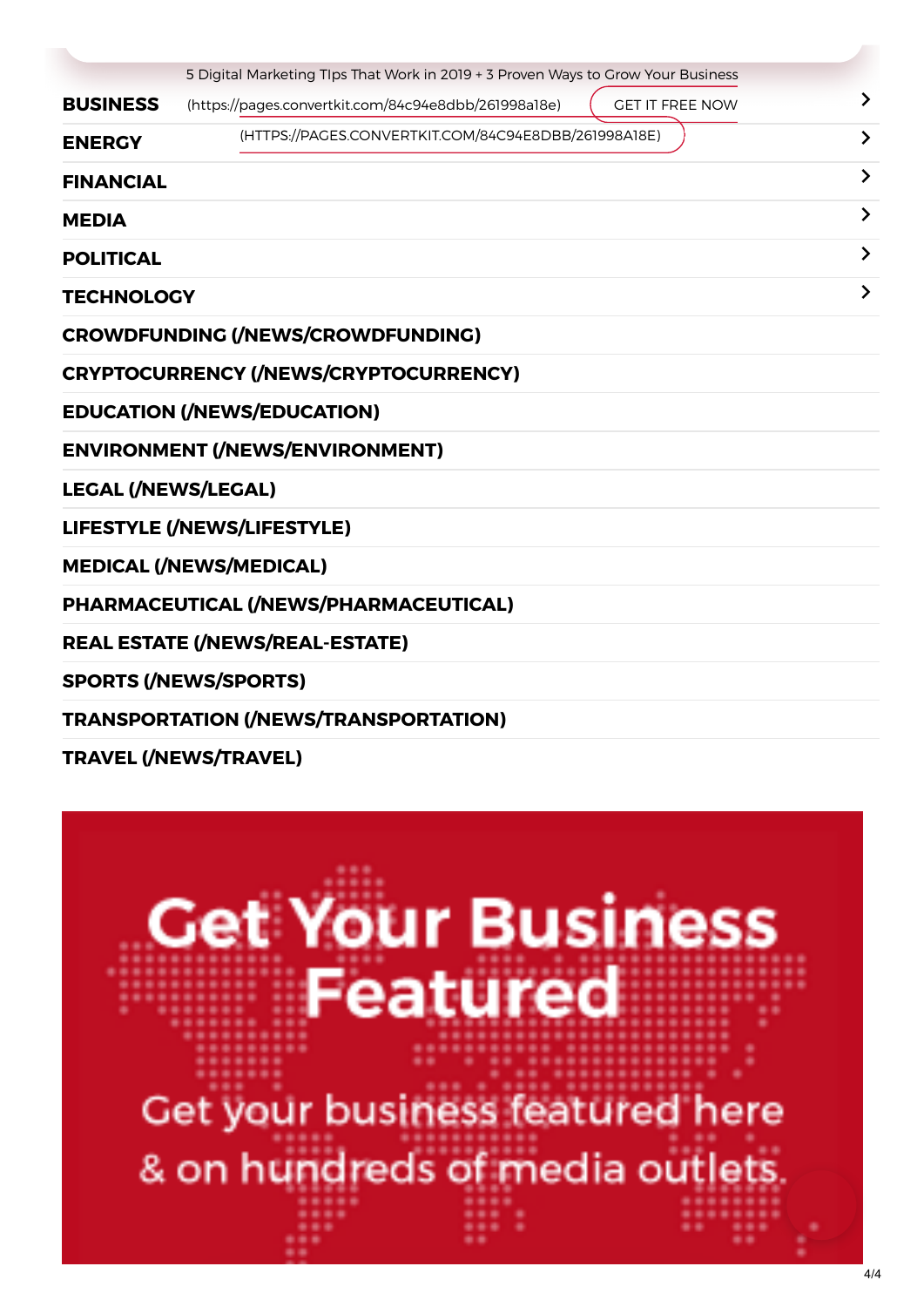5 Digital Marketing Tips That Work in 2019 + 3 Proven Ways to Grow Your Business (https://pages.convertkit.com/84c94e8dbb/261998a18e) GET IT FREE NOW (HTTPS://PAGES.CONVERTKIT.COM/84C94E8DBB/261998A18E)

**BUSINESS**

**ENERGY**

**FINANCIAL**

**MEDIA**

**POLITICAL**

**TECHNOLOGY**

**CROWDFUNDING (/NEWS/CROWDFUNDING)**

**CRYPTOCURRENCY (/NEWS/CRYPTOCURRENCY)**

**EDUCATION (/NEWS/EDUCATION)**

**ENVIRONMENT (/NEWS/ENVIRONMENT)**

**LEGAL (/NEWS/LEGAL)**

**LIFESTYLE (/NEWS/LIFESTYLE)**

**MEDICAL (/NEWS/MEDICAL)**

**PHARMACEUTICAL (/NEWS/PHARMACEUTICAL)**

**REAL ESTATE (/NEWS/REAL-ESTATE)**

**SPORTS (/NEWS/SPORTS)**

**TRANSPORTATION (/NEWS/TRANSPORTATION)**

**TRAVEL (/NEWS/TRAVEL)**

Get Your Business Featured

Get your business featured here & on hundreds of media outlets.